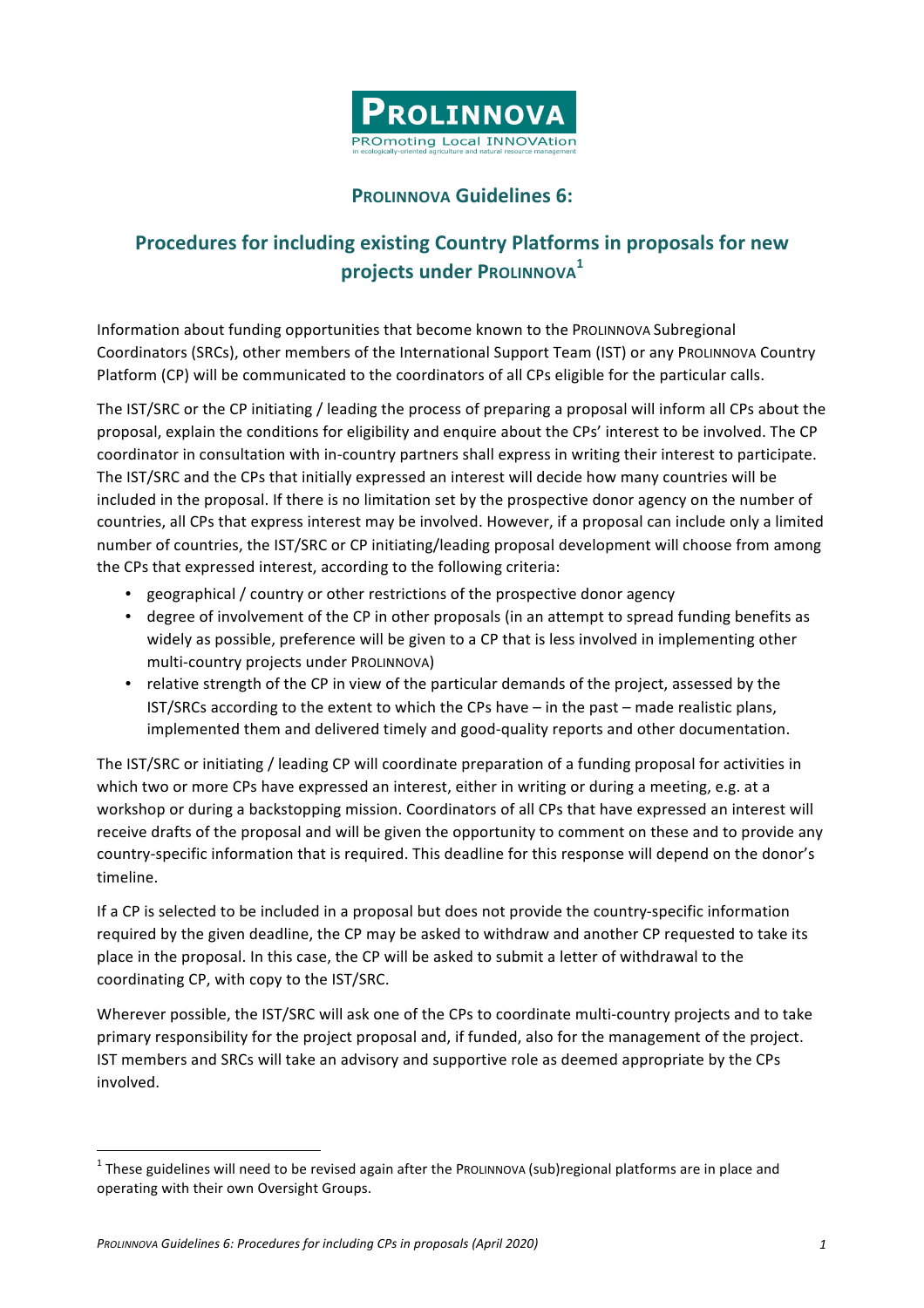**PROLINNOVA**

PROmoting Local INNOVAtion in ecologically-oriented agriculture and natural resource management

## PROLINNOVA Guidelines 6:

# Procedures for including existing Country Platforms in proposals for new projects under PROLINNOVA[1]

Information about funding opportunities that become known to the PROLINNOVA Subregional Coordinators (SRCs), other members of the International Support Team (IST) or any PROLINNOVA Country Platform (CP) will be communicated to the coordinators of all CPs eligible for the particular calls.

The IST/SRC or the CP initiating / leading the process of preparing a proposal will inform all CPs about the proposal, explain the conditions for eligibility and enquire about the CPs' interest to be involved. The CP coordinator in consultation with in-country partners shall express in writing their interest to participate. The IST/SRC and the CPs that initially expressed an interest will decide how many countries will be included in the proposal. If there is no limitation set by the prospective donor agency on the number of countries, all CPs that express interest may be involved. However, if a proposal can include only a limited number of countries, the IST/SRC or CP initiating/leading proposal development will choose from among the CPs that expressed interest, according to the following criteria:

- geographical / country or other restrictions of the prospective donor agency
- degree of involvement of the CP in other proposals (in an attempt to spread funding benefits as widely as possible, preference will be given to a CP that is less involved in implementing other multi-country projects under PROLINNOVA)
- relative strength of the CP in view of the particular demands of the project, assessed by the IST/SRCs according to the extent to which the CPs have – in the past – made realistic plans, implemented them and delivered timely and good-quality reports and other documentation.

The IST/SRC or initiating / leading CP will coordinate preparation of a funding proposal for activities in which two or more CPs have expressed an interest, either in writing or during a meeting, e.g. at a workshop or during a backstopping mission. Coordinators of all CPs that have expressed an interest will receive drafts of the proposal and will be given the opportunity to comment on these and to provide any country-specific information that is required. This deadline for this response will depend on the donor's timeline.

If a CP is selected to be included in a proposal but does not provide the country-specific information required by the given deadline, the CP may be asked to withdraw and another CP requested to take its place in the proposal. In this case, the CP will be asked to submit a letter of withdrawal to the coordinating CP, with copy to the IST/SRC.

Wherever possible, the IST/SRC will ask one of the CPs to coordinate multi-country projects and to take primary responsibility for the project proposal and, if funded, also for the management of the project. IST members and SRCs will take an advisory and supportive role as deemed appropriate by the CPs involved.

[1] These guidelines will need to be revised again after the PROLINNOVA (sub)regional platforms are in place and operating with their own Oversight Groups.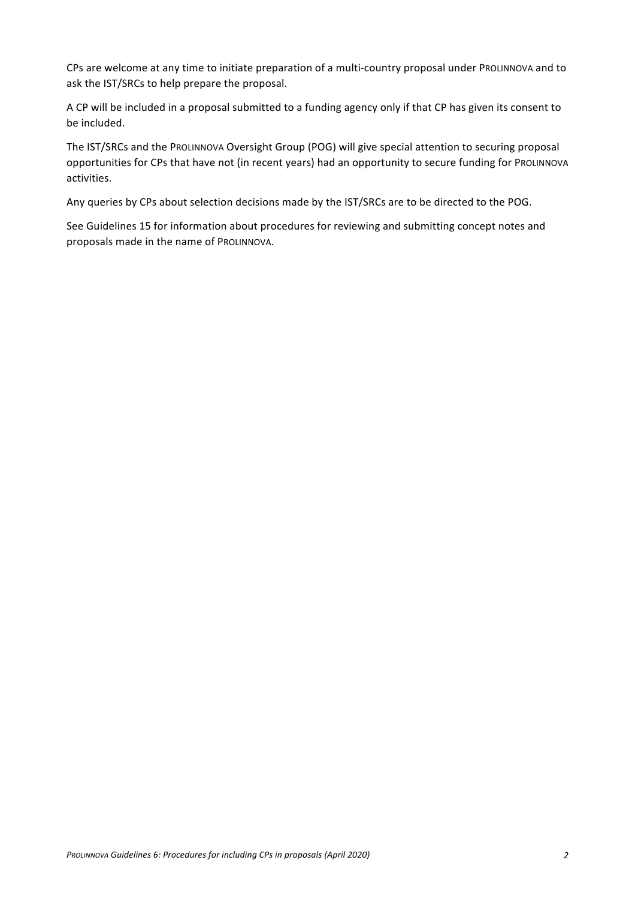CPs are welcome at any time to initiate preparation of a multi-country proposal under PROLINNOVA and to ask the IST/SRCs to help prepare the proposal.

A CP will be included in a proposal submitted to a funding agency only if that CP has given its consent to be included.

The IST/SRCs and the PROLINNOVA Oversight Group (POG) will give special attention to securing proposal opportunities for CPs that have not (in recent years) had an opportunity to secure funding for PROLINNOVA activities.

Any queries by CPs about selection decisions made by the IST/SRCs are to be directed to the POG.

See Guidelines 15 for information about procedures for reviewing and submitting concept notes and proposals made in the name of PROLINNOVA.